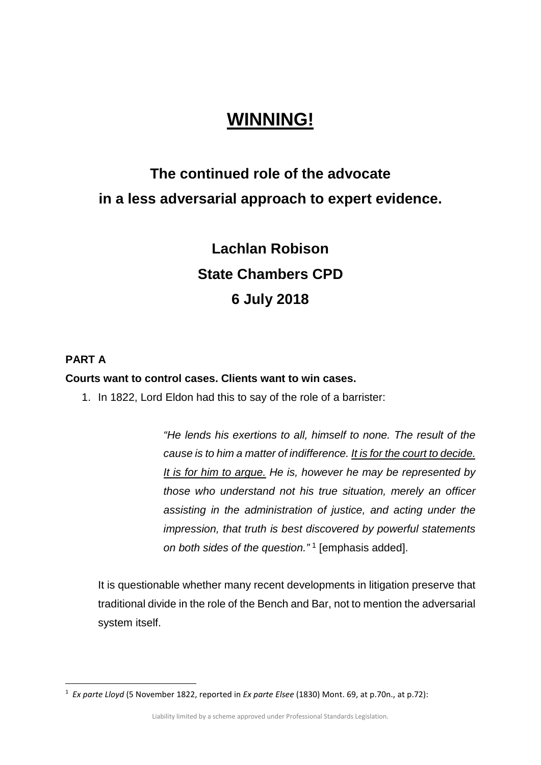# WINNING!

## The continued role of the advocate in a less adversarial approach to expert evidence.

### Lachlan Robison

### State Chambers CPD

### 6 July 2018

**PART A**

**Courts want to control cases. Clients want to win cases.**

1. In 1822, Lord Eldon had this to say of the role of a barrister:

> *"He lends his exertions to all, himself to none. The result of the cause is to him a matter of indifference. <u>It is for the court to decide.</u> <u>It is for him to argue.</u> He is, however he may be represented by those who understand not his true situation, merely an officer assisting in the administration of justice, and acting under the impression, that truth is best discovered by powerful statements on both sides of the question."* [1] [emphasis added].

It is questionable whether many recent developments in litigation preserve that traditional divide in the role of the Bench and Bar, not to mention the adversarial system itself.

---

[1] *Ex parte Lloyd* (5 November 1822, reported in *Ex parte Elsee* (1830) Mont. 69, at p.70n., at p.72):

Liability limited by a scheme approved under Professional Standards Legislation.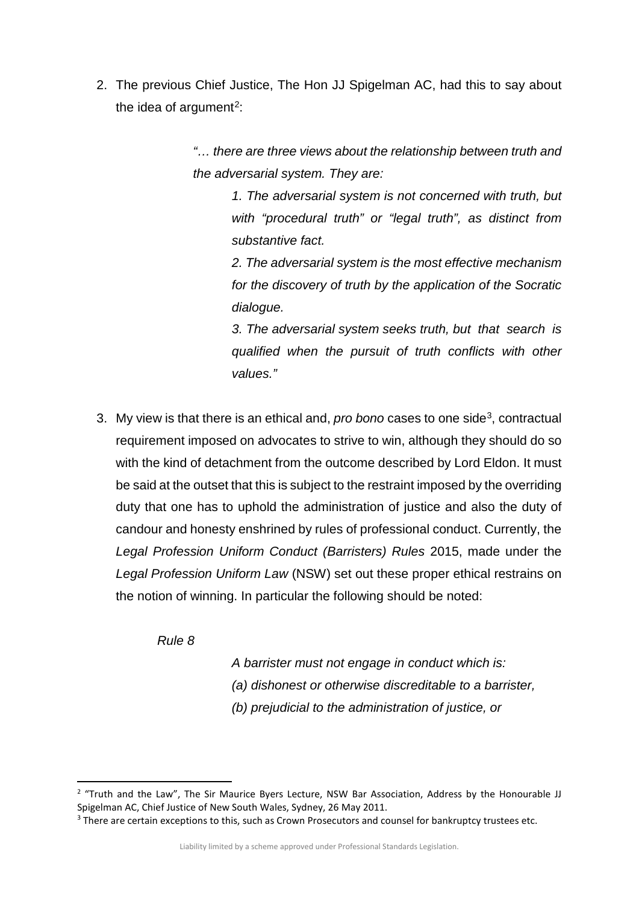2. The previous Chief Justice, The Hon JJ Spigelman AC, had this to say about the idea of argument[2]:

> *"… there are three views about the relationship between truth and the adversarial system. They are:*
>
> > *1. The adversarial system is not concerned with truth, but with "procedural truth" or "legal truth", as distinct from substantive fact.*
> >
> > *2. The adversarial system is the most effective mechanism for the discovery of truth by the application of the Socratic dialogue.*
> >
> > *3. The adversarial system seeks truth, but that search is qualified when the pursuit of truth conflicts with other values."*

3. My view is that there is an ethical and, *pro bono* cases to one side[3], contractual requirement imposed on advocates to strive to win, although they should do so with the kind of detachment from the outcome described by Lord Eldon. It must be said at the outset that this is subject to the restraint imposed by the overriding duty that one has to uphold the administration of justice and also the duty of candour and honesty enshrined by rules of professional conduct. Currently, the *Legal Profession Uniform Conduct (Barristers) Rules* 2015, made under the *Legal Profession Uniform Law* (NSW) set out these proper ethical restrains on the notion of winning. In particular the following should be noted:

   *Rule 8*

   > *A barrister must not engage in conduct which is:*
   >
   > *(a) dishonest or otherwise discreditable to a barrister,*
   >
   > *(b) prejudicial to the administration of justice, or*

---

[2] "Truth and the Law", The Sir Maurice Byers Lecture, NSW Bar Association, Address by the Honourable JJ Spigelman AC, Chief Justice of New South Wales, Sydney, 26 May 2011.

[3] There are certain exceptions to this, such as Crown Prosecutors and counsel for bankruptcy trustees etc.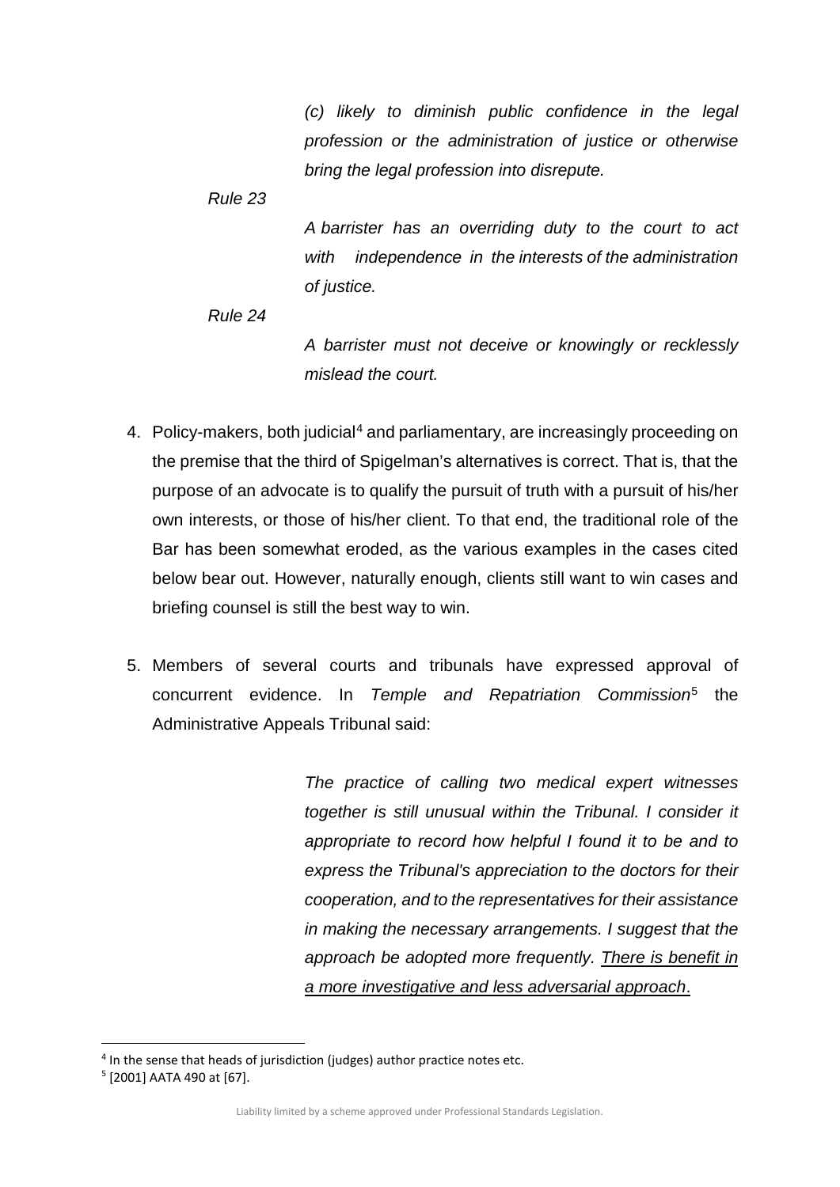> *(c) likely to diminish public confidence in the legal profession or the administration of justice or otherwise bring the legal profession into disrepute.*

*Rule 23*

> *A barrister has an overriding duty to the court to act with independence in the interests of the administration of justice.*

*Rule 24*

> *A barrister must not deceive or knowingly or recklessly mislead the court.*

4. Policy-makers, both judicial[4] and parliamentary, are increasingly proceeding on the premise that the third of Spigelman's alternatives is correct. That is, that the purpose of an advocate is to qualify the pursuit of truth with a pursuit of his/her own interests, or those of his/her client. To that end, the traditional role of the Bar has been somewhat eroded, as the various examples in the cases cited below bear out. However, naturally enough, clients still want to win cases and briefing counsel is still the best way to win.

5. Members of several courts and tribunals have expressed approval of concurrent evidence. In *Temple and Repatriation Commission*[5] the Administrative Appeals Tribunal said:

> *The practice of calling two medical expert witnesses together is still unusual within the Tribunal. I consider it appropriate to record how helpful I found it to be and to express the Tribunal's appreciation to the doctors for their cooperation, and to the representatives for their assistance in making the necessary arrangements. I suggest that the approach be adopted more frequently. <u>There is benefit in a more investigative and less adversarial approach</u>.*

---

[4] In the sense that heads of jurisdiction (judges) author practice notes etc.

[5] [2001] AATA 490 at [67].

Liability limited by a scheme approved under Professional Standards Legislation.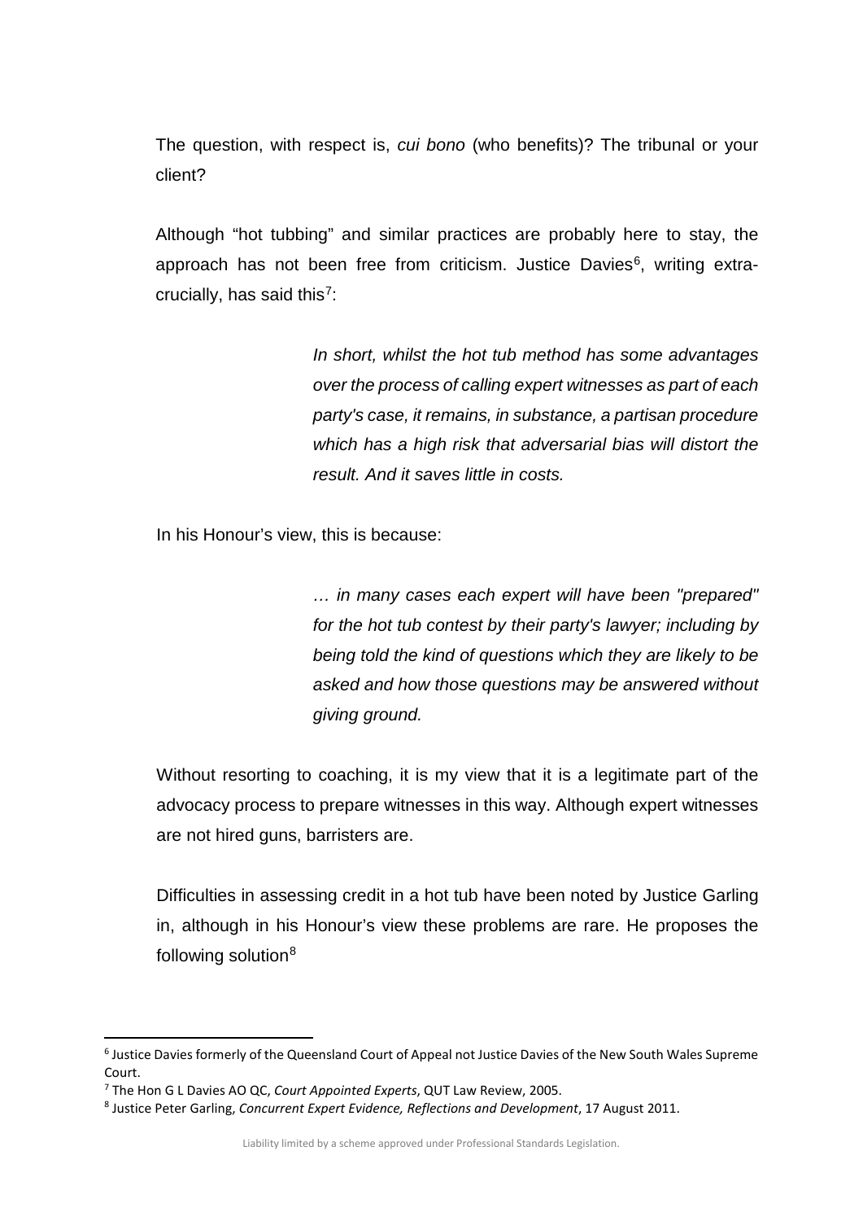The question, with respect is, *cui bono* (who benefits)? The tribunal or your client?

Although "hot tubbing" and similar practices are probably here to stay, the approach has not been free from criticism. Justice Davies[6], writing extra-crucially, has said this[7]:

> *In short, whilst the hot tub method has some advantages over the process of calling expert witnesses as part of each party's case, it remains, in substance, a partisan procedure which has a high risk that adversarial bias will distort the result. And it saves little in costs.*

In his Honour's view, this is because:

> *… in many cases each expert will have been "prepared" for the hot tub contest by their party's lawyer; including by being told the kind of questions which they are likely to be asked and how those questions may be answered without giving ground.*

Without resorting to coaching, it is my view that it is a legitimate part of the advocacy process to prepare witnesses in this way. Although expert witnesses are not hired guns, barristers are.

Difficulties in assessing credit in a hot tub have been noted by Justice Garling in, although in his Honour's view these problems are rare. He proposes the following solution[8]

---

[6] Justice Davies formerly of the Queensland Court of Appeal not Justice Davies of the New South Wales Supreme Court.

[7] The Hon G L Davies AO QC, *Court Appointed Experts*, QUT Law Review, 2005.

[8] Justice Peter Garling, *Concurrent Expert Evidence, Reflections and Development*, 17 August 2011.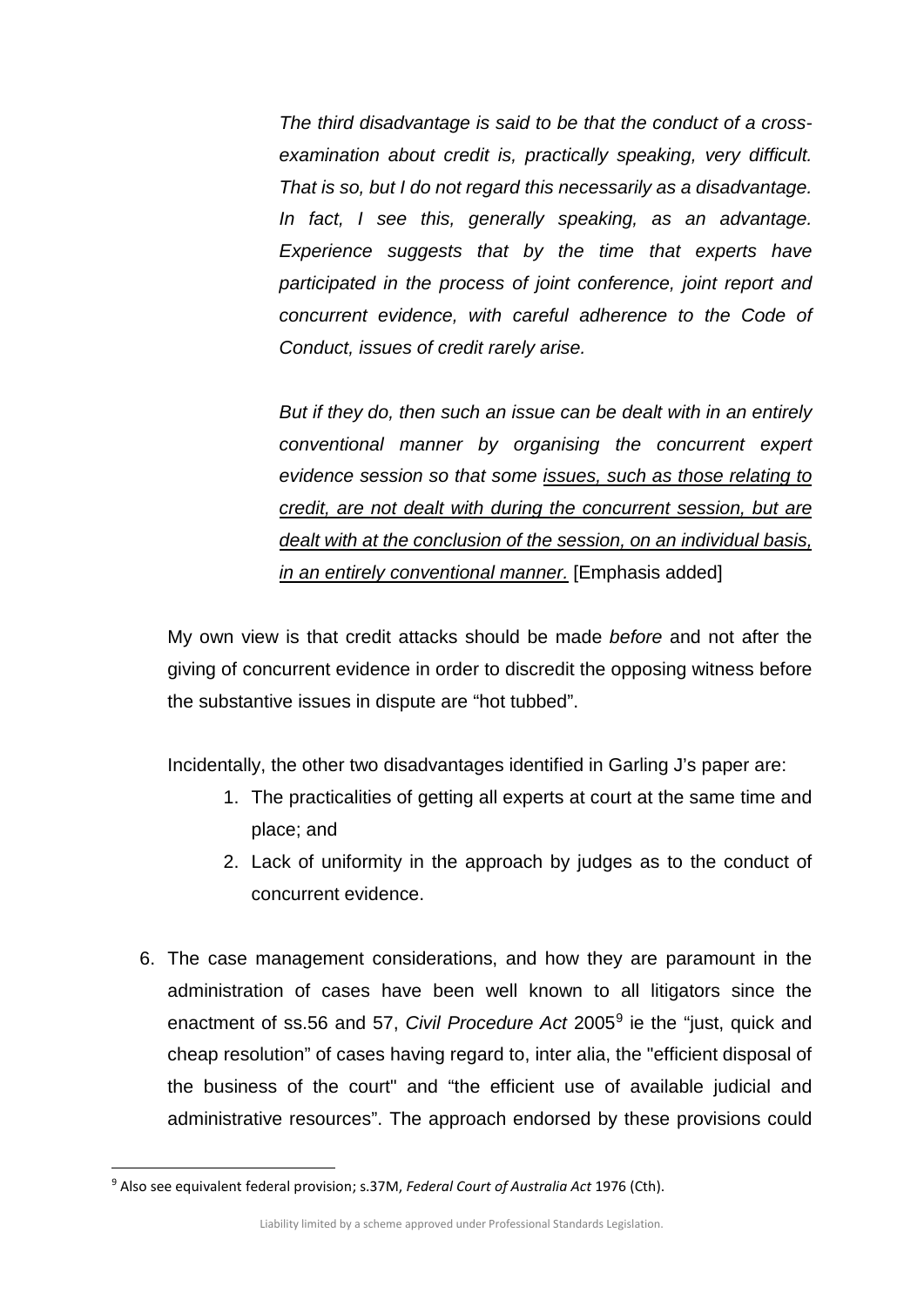> *The third disadvantage is said to be that the conduct of a cross-examination about credit is, practically speaking, very difficult. That is so, but I do not regard this necessarily as a disadvantage. In fact, I see this, generally speaking, as an advantage. Experience suggests that by the time that experts have participated in the process of joint conference, joint report and concurrent evidence, with careful adherence to the Code of Conduct, issues of credit rarely arise.*
>
> *But if they do, then such an issue can be dealt with in an entirely conventional manner by organising the concurrent expert evidence session so that some <u>issues, such as those relating to credit, are not dealt with during the concurrent session, but are dealt with at the conclusion of the session, on an individual basis, in an entirely conventional manner.</u>* [Emphasis added]

My own view is that credit attacks should be made *before* and not after the giving of concurrent evidence in order to discredit the opposing witness before the substantive issues in dispute are "hot tubbed".

Incidentally, the other two disadvantages identified in Garling J's paper are:

1. The practicalities of getting all experts at court at the same time and place; and
2. Lack of uniformity in the approach by judges as to the conduct of concurrent evidence.

6. The case management considerations, and how they are paramount in the administration of cases have been well known to all litigators since the enactment of ss.56 and 57, *Civil Procedure Act* 2005[9] ie the "just, quick and cheap resolution" of cases having regard to, inter alia, the "efficient disposal of the business of the court" and "the efficient use of available judicial and administrative resources". The approach endorsed by these provisions could

[9] Also see equivalent federal provision; s.37M, *Federal Court of Australia Act* 1976 (Cth).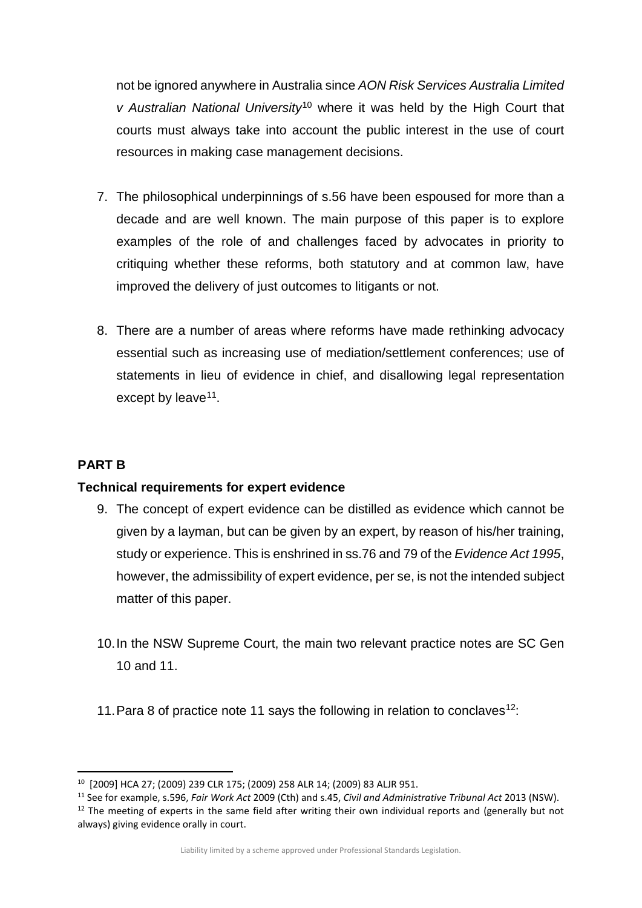not be ignored anywhere in Australia since *AON Risk Services Australia Limited v Australian National University*[10] where it was held by the High Court that courts must always take into account the public interest in the use of court resources in making case management decisions.

7. The philosophical underpinnings of s.56 have been espoused for more than a decade and are well known. The main purpose of this paper is to explore examples of the role of and challenges faced by advocates in priority to critiquing whether these reforms, both statutory and at common law, have improved the delivery of just outcomes to litigants or not.

8. There are a number of areas where reforms have made rethinking advocacy essential such as increasing use of mediation/settlement conferences; use of statements in lieu of evidence in chief, and disallowing legal representation except by leave[11].

**PART B**

**Technical requirements for expert evidence**

9. The concept of expert evidence can be distilled as evidence which cannot be given by a layman, but can be given by an expert, by reason of his/her training, study or experience. This is enshrined in ss.76 and 79 of the *Evidence Act 1995*, however, the admissibility of expert evidence, per se, is not the intended subject matter of this paper.

10. In the NSW Supreme Court, the main two relevant practice notes are SC Gen 10 and 11.

11. Para 8 of practice note 11 says the following in relation to conclaves[12]:

---

[10] [2009] HCA 27; (2009) 239 CLR 175; (2009) 258 ALR 14; (2009) 83 ALJR 951.

[11] See for example, s.596, *Fair Work Act* 2009 (Cth) and s.45, *Civil and Administrative Tribunal Act* 2013 (NSW).

[12] The meeting of experts in the same field after writing their own individual reports and (generally but not always) giving evidence orally in court.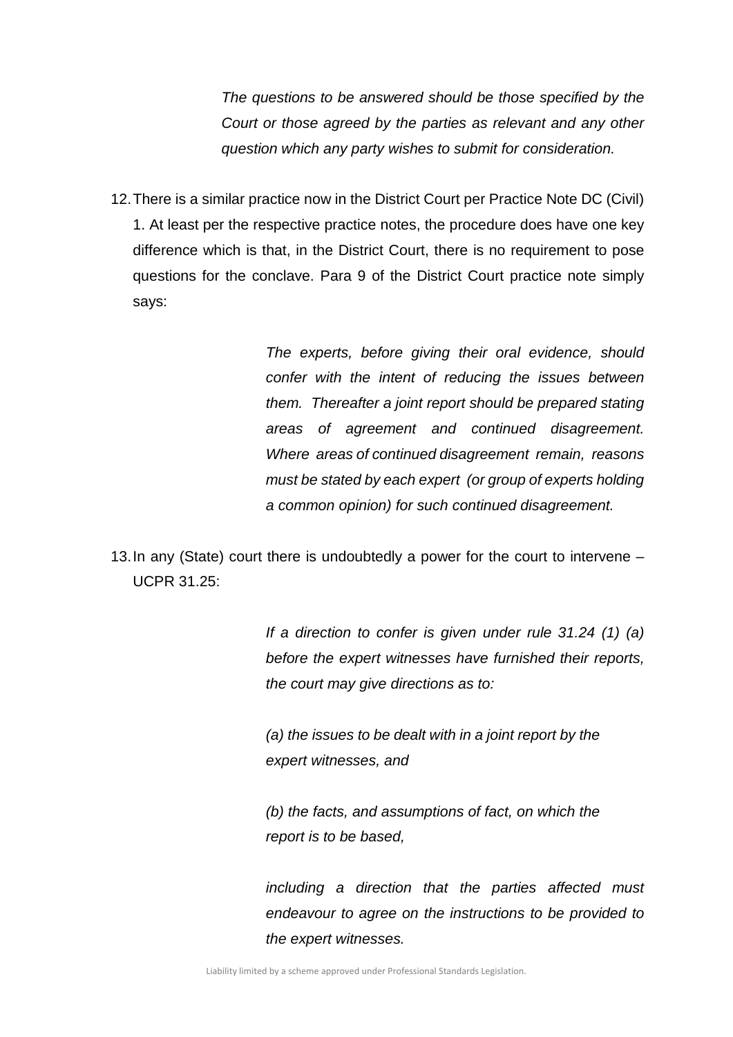> *The questions to be answered should be those specified by the Court or those agreed by the parties as relevant and any other question which any party wishes to submit for consideration.*

12. There is a similar practice now in the District Court per Practice Note DC (Civil) 1. At least per the respective practice notes, the procedure does have one key difference which is that, in the District Court, there is no requirement to pose questions for the conclave. Para 9 of the District Court practice note simply says:

> *The experts, before giving their oral evidence, should confer with the intent of reducing the issues between them. Thereafter a joint report should be prepared stating areas of agreement and continued disagreement. Where areas of continued disagreement remain, reasons must be stated by each expert (or group of experts holding a common opinion) for such continued disagreement.*

13. In any (State) court there is undoubtedly a power for the court to intervene – UCPR 31.25:

> *If a direction to confer is given under rule 31.24 (1) (a) before the expert witnesses have furnished their reports, the court may give directions as to:*
>
> *(a) the issues to be dealt with in a joint report by the expert witnesses, and*
>
> *(b) the facts, and assumptions of fact, on which the report is to be based,*
>
> *including a direction that the parties affected must endeavour to agree on the instructions to be provided to the expert witnesses.*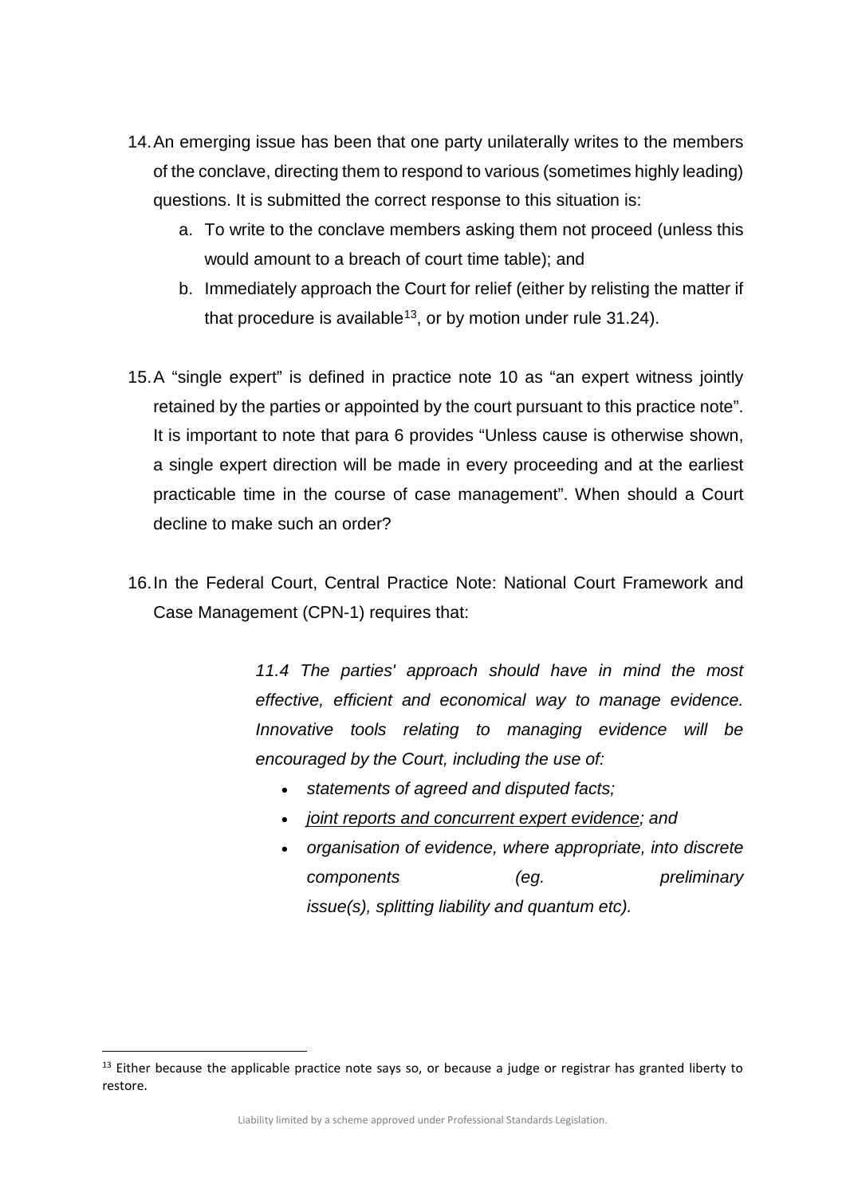14. An emerging issue has been that one party unilaterally writes to the members of the conclave, directing them to respond to various (sometimes highly leading) questions. It is submitted the correct response to this situation is:
    a. To write to the conclave members asking them not proceed (unless this would amount to a breach of court time table); and
    b. Immediately approach the Court for relief (either by relisting the matter if that procedure is available[13], or by motion under rule 31.24).

15. A "single expert" is defined in practice note 10 as "an expert witness jointly retained by the parties or appointed by the court pursuant to this practice note". It is important to note that para 6 provides "Unless cause is otherwise shown, a single expert direction will be made in every proceeding and at the earliest practicable time in the course of case management". When should a Court decline to make such an order?

16. In the Federal Court, Central Practice Note: National Court Framework and Case Management (CPN-1) requires that:

> *11.4 The parties' approach should have in mind the most effective, efficient and economical way to manage evidence. Innovative tools relating to managing evidence will be encouraged by the Court, including the use of:*
>
> - *statements of agreed and disputed facts;*
> - *<u>joint reports and concurrent expert evidence</u>; and*
> - *organisation of evidence, where appropriate, into discrete components (eg. preliminary issue(s), splitting liability and quantum etc).*

---

[13] Either because the applicable practice note says so, or because a judge or registrar has granted liberty to restore.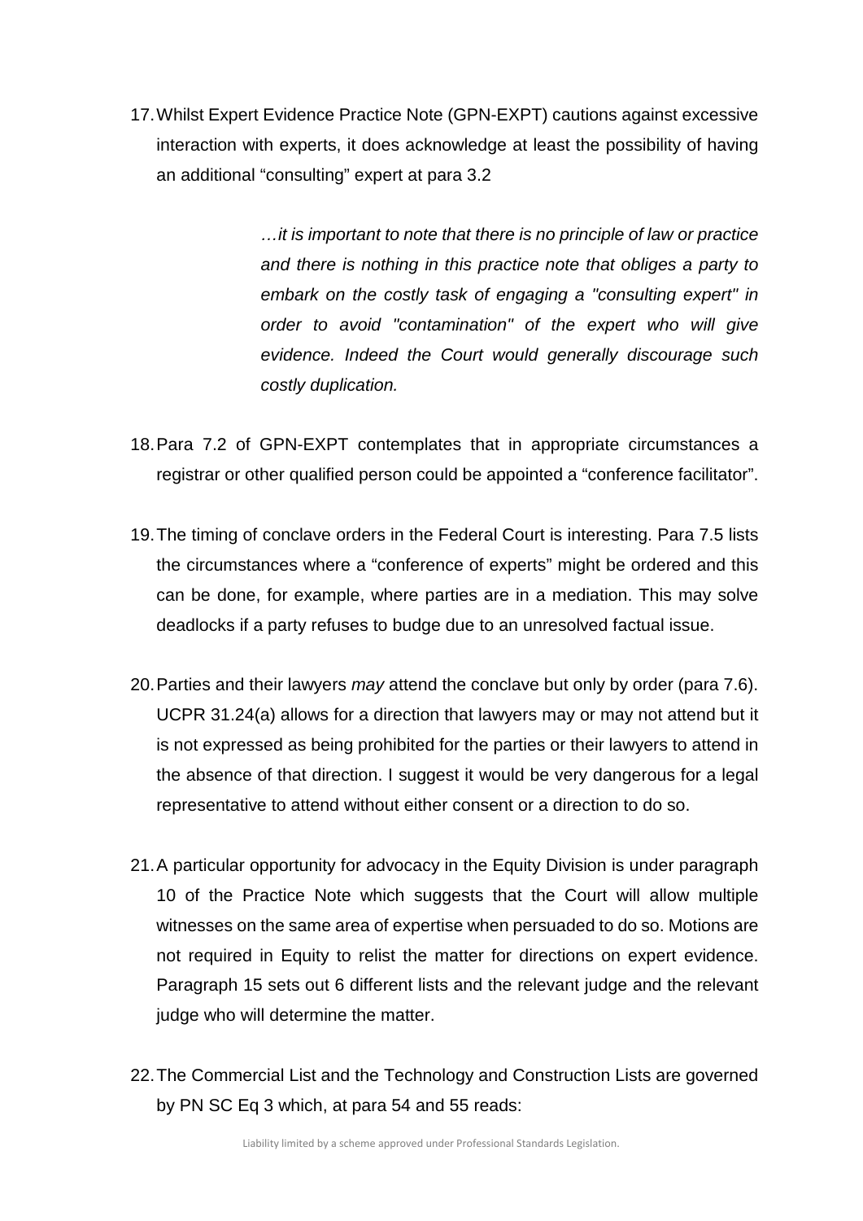17. Whilst Expert Evidence Practice Note (GPN-EXPT) cautions against excessive interaction with experts, it does acknowledge at least the possibility of having an additional "consulting" expert at para 3.2

> *…it is important to note that there is no principle of law or practice and there is nothing in this practice note that obliges a party to embark on the costly task of engaging a "consulting expert" in order to avoid "contamination" of the expert who will give evidence. Indeed the Court would generally discourage such costly duplication.*

18. Para 7.2 of GPN-EXPT contemplates that in appropriate circumstances a registrar or other qualified person could be appointed a "conference facilitator".

19. The timing of conclave orders in the Federal Court is interesting. Para 7.5 lists the circumstances where a "conference of experts" might be ordered and this can be done, for example, where parties are in a mediation. This may solve deadlocks if a party refuses to budge due to an unresolved factual issue.

20. Parties and their lawyers *may* attend the conclave but only by order (para 7.6). UCPR 31.24(a) allows for a direction that lawyers may or may not attend but it is not expressed as being prohibited for the parties or their lawyers to attend in the absence of that direction. I suggest it would be very dangerous for a legal representative to attend without either consent or a direction to do so.

21. A particular opportunity for advocacy in the Equity Division is under paragraph 10 of the Practice Note which suggests that the Court will allow multiple witnesses on the same area of expertise when persuaded to do so. Motions are not required in Equity to relist the matter for directions on expert evidence. Paragraph 15 sets out 6 different lists and the relevant judge and the relevant judge who will determine the matter.

22. The Commercial List and the Technology and Construction Lists are governed by PN SC Eq 3 which, at para 54 and 55 reads: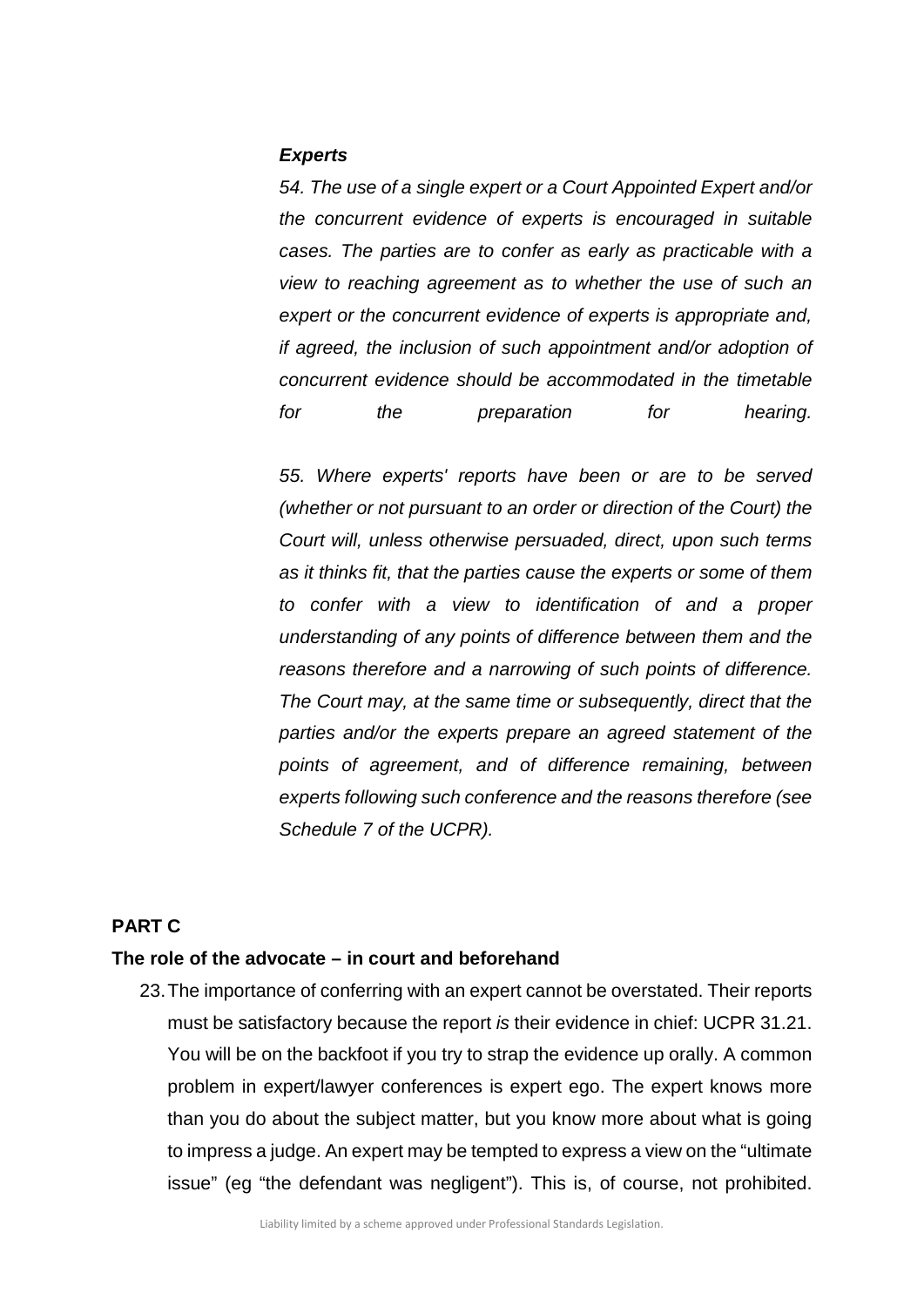***Experts***

*54. The use of a single expert or a Court Appointed Expert and/or the concurrent evidence of experts is encouraged in suitable cases. The parties are to confer as early as practicable with a view to reaching agreement as to whether the use of such an expert or the concurrent evidence of experts is appropriate and, if agreed, the inclusion of such appointment and/or adoption of concurrent evidence should be accommodated in the timetable for the preparation for hearing.*

*55. Where experts' reports have been or are to be served (whether or not pursuant to an order or direction of the Court) the Court will, unless otherwise persuaded, direct, upon such terms as it thinks fit, that the parties cause the experts or some of them to confer with a view to identification of and a proper understanding of any points of difference between them and the reasons therefore and a narrowing of such points of difference. The Court may, at the same time or subsequently, direct that the parties and/or the experts prepare an agreed statement of the points of agreement, and of difference remaining, between experts following such conference and the reasons therefore (see Schedule 7 of the UCPR).*

## PART C

### The role of the advocate – in court and beforehand

23. The importance of conferring with an expert cannot be overstated. Their reports must be satisfactory because the report *is* their evidence in chief: UCPR 31.21. You will be on the backfoot if you try to strap the evidence up orally. A common problem in expert/lawyer conferences is expert ego. The expert knows more than you do about the subject matter, but you know more about what is going to impress a judge. An expert may be tempted to express a view on the "ultimate issue" (eg "the defendant was negligent"). This is, of course, not prohibited.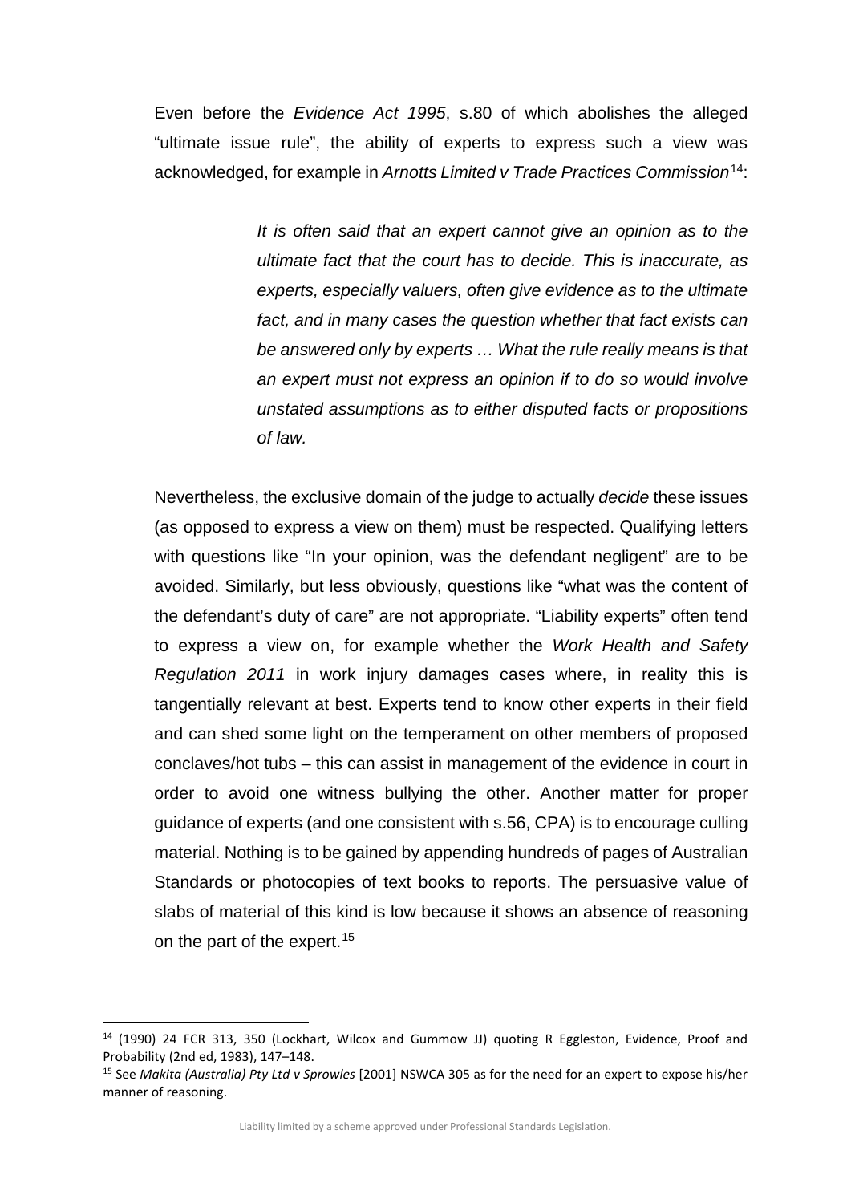Even before the *Evidence Act 1995*, s.80 of which abolishes the alleged "ultimate issue rule", the ability of experts to express such a view was acknowledged, for example in *Arnotts Limited v Trade Practices Commission*[14]:

> *It is often said that an expert cannot give an opinion as to the ultimate fact that the court has to decide. This is inaccurate, as experts, especially valuers, often give evidence as to the ultimate fact, and in many cases the question whether that fact exists can be answered only by experts … What the rule really means is that an expert must not express an opinion if to do so would involve unstated assumptions as to either disputed facts or propositions of law.*

Nevertheless, the exclusive domain of the judge to actually *decide* these issues (as opposed to express a view on them) must be respected. Qualifying letters with questions like "In your opinion, was the defendant negligent" are to be avoided. Similarly, but less obviously, questions like "what was the content of the defendant's duty of care" are not appropriate. "Liability experts" often tend to express a view on, for example whether the *Work Health and Safety Regulation 2011* in work injury damages cases where, in reality this is tangentially relevant at best. Experts tend to know other experts in their field and can shed some light on the temperament on other members of proposed conclaves/hot tubs – this can assist in management of the evidence in court in order to avoid one witness bullying the other. Another matter for proper guidance of experts (and one consistent with s.56, CPA) is to encourage culling material. Nothing is to be gained by appending hundreds of pages of Australian Standards or photocopies of text books to reports. The persuasive value of slabs of material of this kind is low because it shows an absence of reasoning on the part of the expert.[15]

---

[14] (1990) 24 FCR 313, 350 (Lockhart, Wilcox and Gummow JJ) quoting R Eggleston, Evidence, Proof and Probability (2nd ed, 1983), 147–148.

[15] See *Makita (Australia) Pty Ltd v Sprowles* [2001] NSWCA 305 as for the need for an expert to expose his/her manner of reasoning.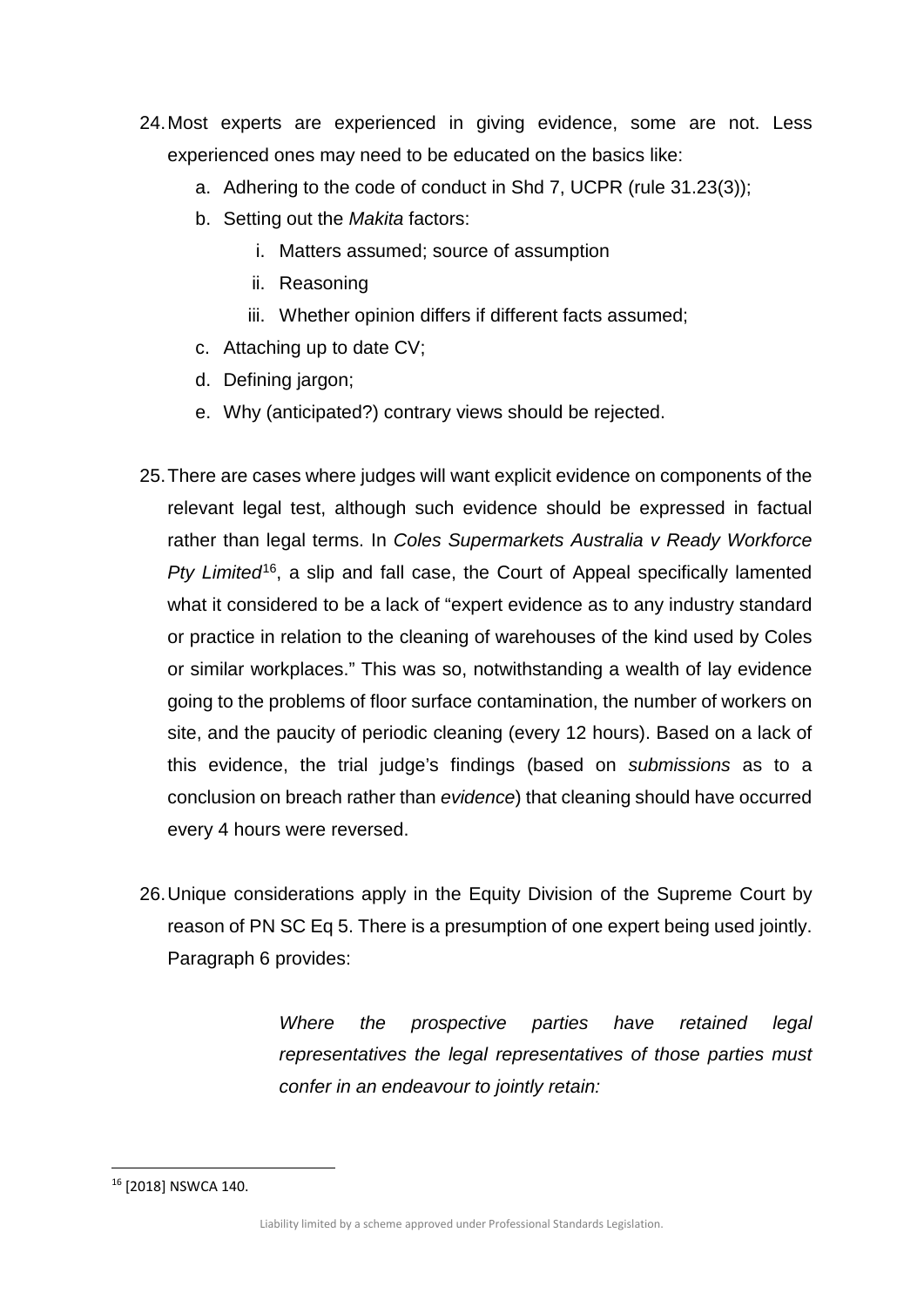24. Most experts are experienced in giving evidence, some are not. Less experienced ones may need to be educated on the basics like:
    a. Adhering to the code of conduct in Shd 7, UCPR (rule 31.23(3));
    b. Setting out the *Makita* factors:
        i. Matters assumed; source of assumption
        ii. Reasoning
        iii. Whether opinion differs if different facts assumed;
    c. Attaching up to date CV;
    d. Defining jargon;
    e. Why (anticipated?) contrary views should be rejected.

25. There are cases where judges will want explicit evidence on components of the relevant legal test, although such evidence should be expressed in factual rather than legal terms. In *Coles Supermarkets Australia v Ready Workforce Pty Limited*[16], a slip and fall case, the Court of Appeal specifically lamented what it considered to be a lack of "expert evidence as to any industry standard or practice in relation to the cleaning of warehouses of the kind used by Coles or similar workplaces." This was so, notwithstanding a wealth of lay evidence going to the problems of floor surface contamination, the number of workers on site, and the paucity of periodic cleaning (every 12 hours). Based on a lack of this evidence, the trial judge's findings (based on *submissions* as to a conclusion on breach rather than *evidence*) that cleaning should have occurred every 4 hours were reversed.

26. Unique considerations apply in the Equity Division of the Supreme Court by reason of PN SC Eq 5. There is a presumption of one expert being used jointly. Paragraph 6 provides:

    > *Where the prospective parties have retained legal representatives the legal representatives of those parties must confer in an endeavour to jointly retain:*

[16] [2018] NSWCA 140.

Liability limited by a scheme approved under Professional Standards Legislation.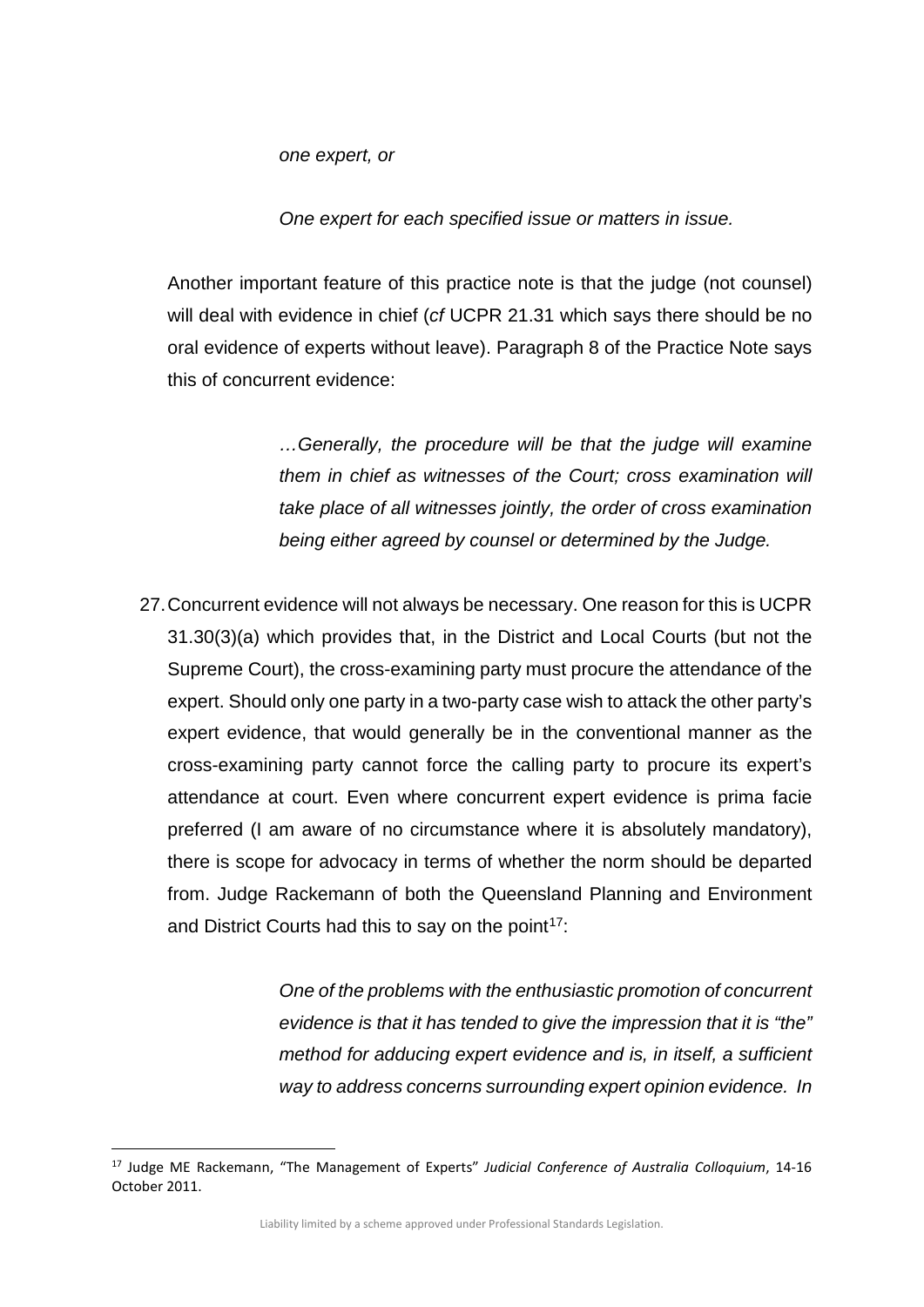> *one expert, or*
>
> *One expert for each specified issue or matters in issue.*

Another important feature of this practice note is that the judge (not counsel) will deal with evidence in chief (*cf* UCPR 21.31 which says there should be no oral evidence of experts without leave). Paragraph 8 of the Practice Note says this of concurrent evidence:

> *…Generally, the procedure will be that the judge will examine them in chief as witnesses of the Court; cross examination will take place of all witnesses jointly, the order of cross examination being either agreed by counsel or determined by the Judge.*

27. Concurrent evidence will not always be necessary. One reason for this is UCPR 31.30(3)(a) which provides that, in the District and Local Courts (but not the Supreme Court), the cross-examining party must procure the attendance of the expert. Should only one party in a two-party case wish to attack the other party's expert evidence, that would generally be in the conventional manner as the cross-examining party cannot force the calling party to procure its expert's attendance at court. Even where concurrent expert evidence is prima facie preferred (I am aware of no circumstance where it is absolutely mandatory), there is scope for advocacy in terms of whether the norm should be departed from. Judge Rackemann of both the Queensland Planning and Environment and District Courts had this to say on the point[17]:

> *One of the problems with the enthusiastic promotion of concurrent evidence is that it has tended to give the impression that it is "the" method for adducing expert evidence and is, in itself, a sufficient way to address concerns surrounding expert opinion evidence. In*

---

[17] Judge ME Rackemann, "The Management of Experts" *Judicial Conference of Australia Colloquium*, 14-16 October 2011.

Liability limited by a scheme approved under Professional Standards Legislation.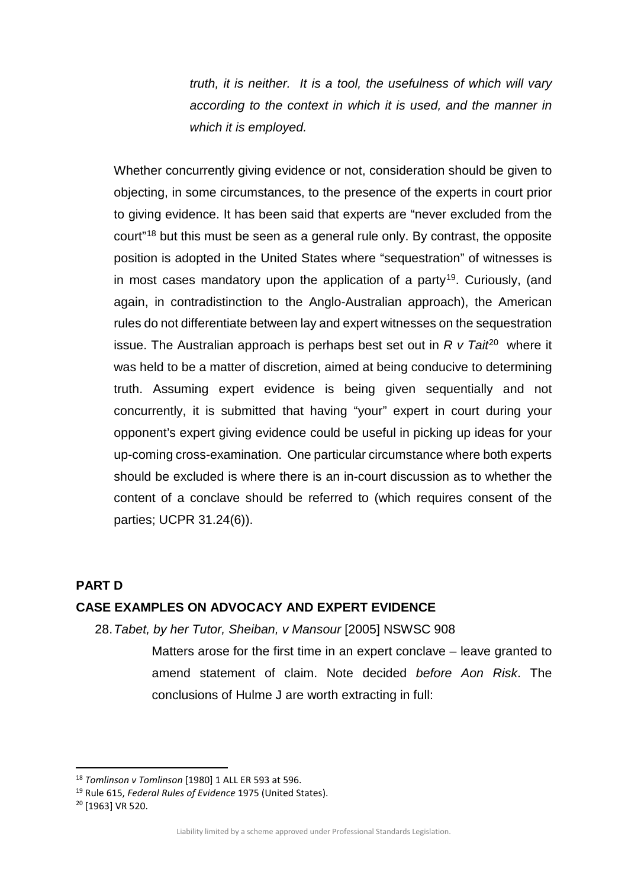> *truth, it is neither. It is a tool, the usefulness of which will vary according to the context in which it is used, and the manner in which it is employed.*

Whether concurrently giving evidence or not, consideration should be given to objecting, in some circumstances, to the presence of the experts in court prior to giving evidence. It has been said that experts are "never excluded from the court"[18] but this must be seen as a general rule only. By contrast, the opposite position is adopted in the United States where "sequestration" of witnesses is in most cases mandatory upon the application of a party[19]. Curiously, (and again, in contradistinction to the Anglo-Australian approach), the American rules do not differentiate between lay and expert witnesses on the sequestration issue. The Australian approach is perhaps best set out in *R v Tait*[20] where it was held to be a matter of discretion, aimed at being conducive to determining truth. Assuming expert evidence is being given sequentially and not concurrently, it is submitted that having "your" expert in court during your opponent's expert giving evidence could be useful in picking up ideas for your up-coming cross-examination. One particular circumstance where both experts should be excluded is where there is an in-court discussion as to whether the content of a conclave should be referred to (which requires consent of the parties; UCPR 31.24(6)).

## PART D

## CASE EXAMPLES ON ADVOCACY AND EXPERT EVIDENCE

28. *Tabet, by her Tutor, Sheiban, v Mansour* [2005] NSWSC 908

    Matters arose for the first time in an expert conclave – leave granted to amend statement of claim. Note decided *before Aon Risk*. The conclusions of Hulme J are worth extracting in full:

---

[18] *Tomlinson v Tomlinson* [1980] 1 ALL ER 593 at 596.

[19] Rule 615, *Federal Rules of Evidence* 1975 (United States).

[20] [1963] VR 520.

Liability limited by a scheme approved under Professional Standards Legislation.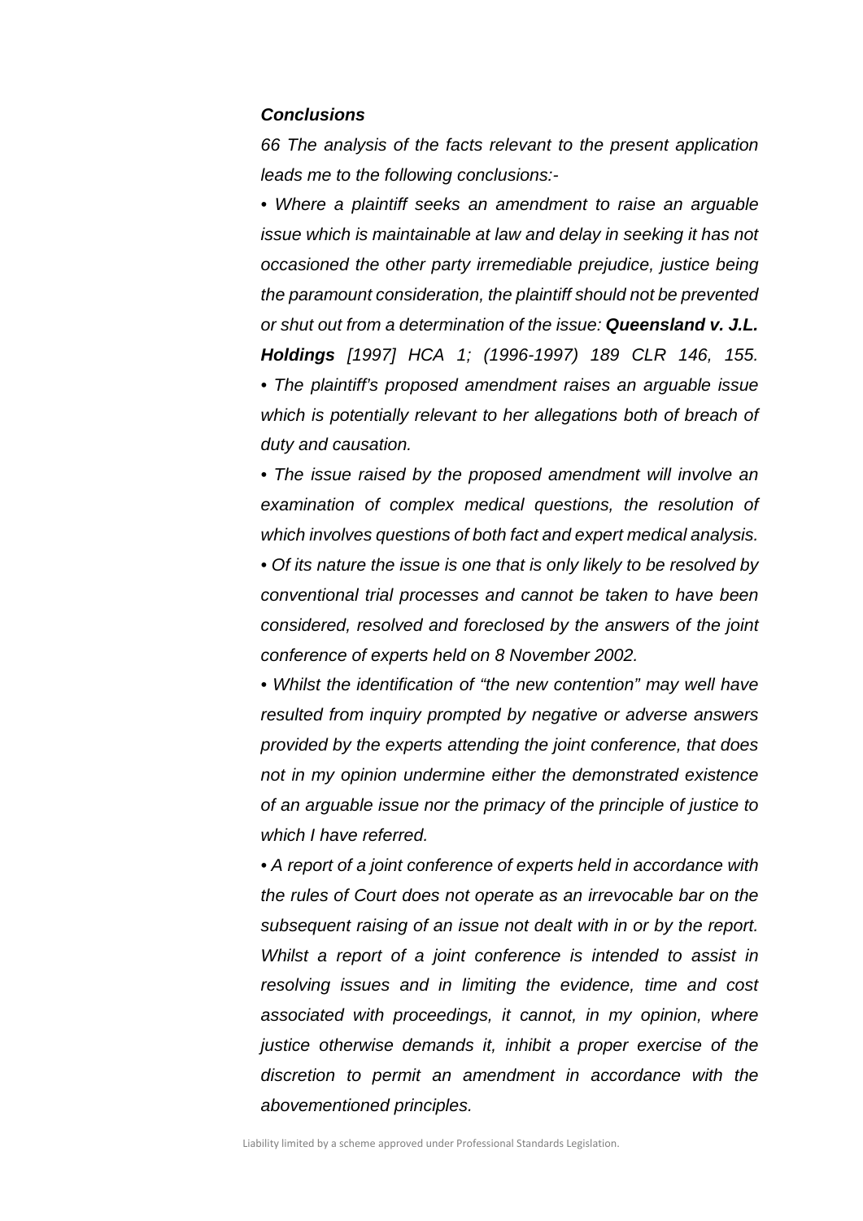***Conclusions***

*66 The analysis of the facts relevant to the present application leads me to the following conclusions:-*

- *Where a plaintiff seeks an amendment to raise an arguable issue which is maintainable at law and delay in seeking it has not occasioned the other party irremediable prejudice, justice being the paramount consideration, the plaintiff should not be prevented or shut out from a determination of the issue:* ***Queensland v. J.L. Holdings*** *[1997] HCA 1; (1996-1997) 189 CLR 146, 155.*
- *The plaintiff's proposed amendment raises an arguable issue which is potentially relevant to her allegations both of breach of duty and causation.*
- *The issue raised by the proposed amendment will involve an examination of complex medical questions, the resolution of which involves questions of both fact and expert medical analysis.*
- *Of its nature the issue is one that is only likely to be resolved by conventional trial processes and cannot be taken to have been considered, resolved and foreclosed by the answers of the joint conference of experts held on 8 November 2002.*
- *Whilst the identification of "the new contention" may well have resulted from inquiry prompted by negative or adverse answers provided by the experts attending the joint conference, that does not in my opinion undermine either the demonstrated existence of an arguable issue nor the primacy of the principle of justice to which I have referred.*
- *A report of a joint conference of experts held in accordance with the rules of Court does not operate as an irrevocable bar on the subsequent raising of an issue not dealt with in or by the report. Whilst a report of a joint conference is intended to assist in resolving issues and in limiting the evidence, time and cost associated with proceedings, it cannot, in my opinion, where justice otherwise demands it, inhibit a proper exercise of the discretion to permit an amendment in accordance with the abovementioned principles.*

Liability limited by a scheme approved under Professional Standards Legislation.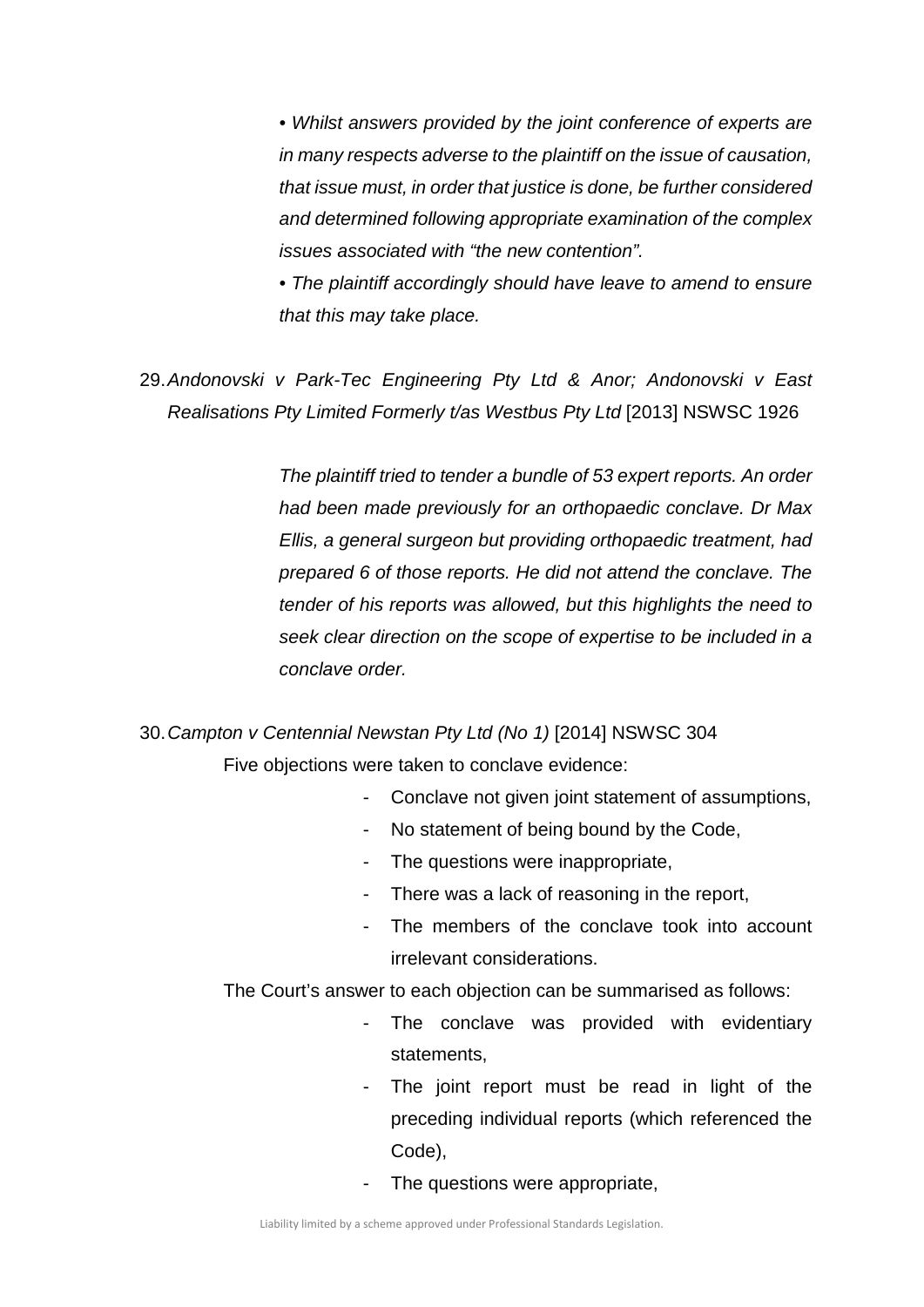> *• Whilst answers provided by the joint conference of experts are in many respects adverse to the plaintiff on the issue of causation, that issue must, in order that justice is done, be further considered and determined following appropriate examination of the complex issues associated with "the new contention".*
>
> *• The plaintiff accordingly should have leave to amend to ensure that this may take place.*

29. *Andonovski v Park-Tec Engineering Pty Ltd & Anor; Andonovski v East Realisations Pty Limited Formerly t/as Westbus Pty Ltd* [2013] NSWSC 1926

> *The plaintiff tried to tender a bundle of 53 expert reports. An order had been made previously for an orthopaedic conclave. Dr Max Ellis, a general surgeon but providing orthopaedic treatment, had prepared 6 of those reports. He did not attend the conclave. The tender of his reports was allowed, but this highlights the need to seek clear direction on the scope of expertise to be included in a conclave order.*

30. *Campton v Centennial Newstan Pty Ltd (No 1)* [2014] NSWSC 304

Five objections were taken to conclave evidence:

- Conclave not given joint statement of assumptions,
- No statement of being bound by the Code,
- The questions were inappropriate,
- There was a lack of reasoning in the report,
- The members of the conclave took into account irrelevant considerations.

The Court's answer to each objection can be summarised as follows:

- The conclave was provided with evidentiary statements,
- The joint report must be read in light of the preceding individual reports (which referenced the Code),
- The questions were appropriate,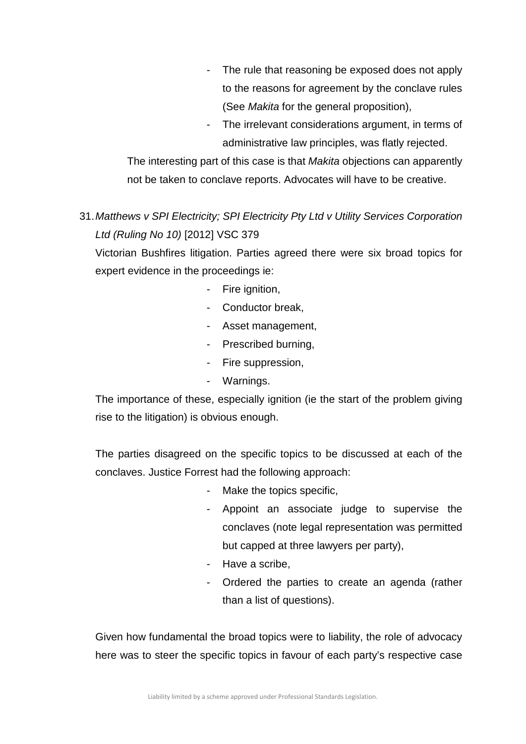- The rule that reasoning be exposed does not apply to the reasons for agreement by the conclave rules (See *Makita* for the general proposition),
- The irrelevant considerations argument, in terms of administrative law principles, was flatly rejected.

The interesting part of this case is that *Makita* objections can apparently not be taken to conclave reports. Advocates will have to be creative.

31. *Matthews v SPI Electricity; SPI Electricity Pty Ltd v Utility Services Corporation Ltd (Ruling No 10)* [2012] VSC 379

Victorian Bushfires litigation. Parties agreed there were six broad topics for expert evidence in the proceedings ie:

- Fire ignition,
- Conductor break,
- Asset management,
- Prescribed burning,
- Fire suppression,
- Warnings.

The importance of these, especially ignition (ie the start of the problem giving rise to the litigation) is obvious enough.

The parties disagreed on the specific topics to be discussed at each of the conclaves. Justice Forrest had the following approach:

- Make the topics specific,
- Appoint an associate judge to supervise the conclaves (note legal representation was permitted but capped at three lawyers per party),
- Have a scribe,
- Ordered the parties to create an agenda (rather than a list of questions).

Given how fundamental the broad topics were to liability, the role of advocacy here was to steer the specific topics in favour of each party's respective case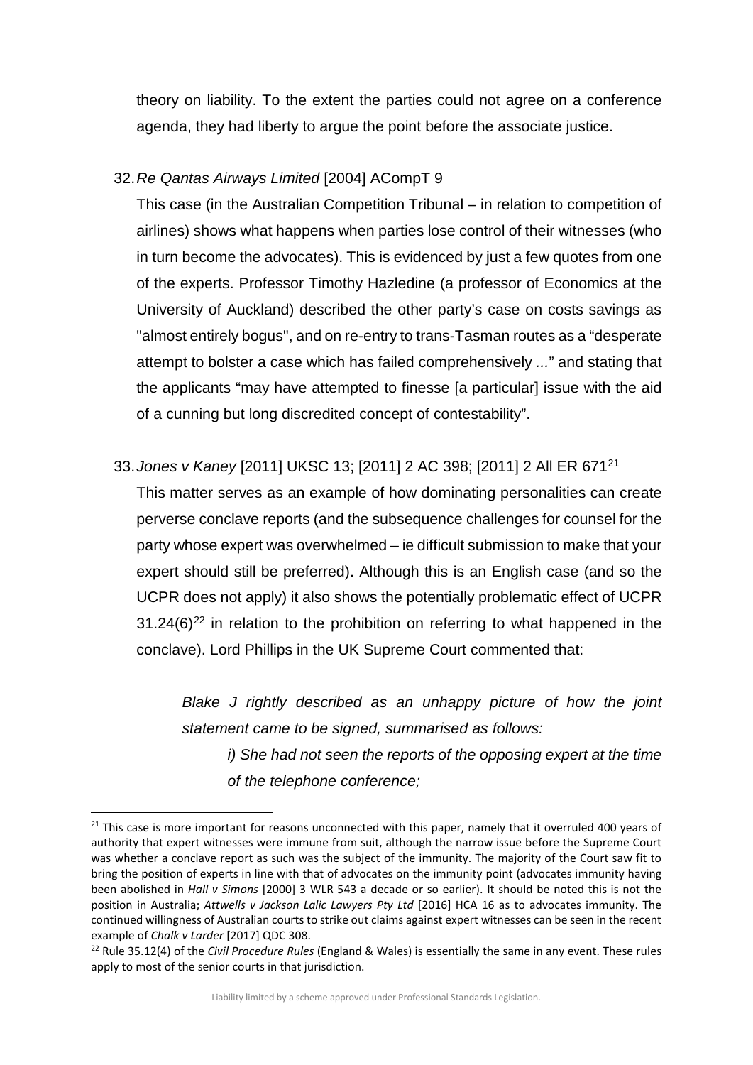theory on liability. To the extent the parties could not agree on a conference agenda, they had liberty to argue the point before the associate justice.

32. *Re Qantas Airways Limited* [2004] ACompT 9

    This case (in the Australian Competition Tribunal – in relation to competition of airlines) shows what happens when parties lose control of their witnesses (who in turn become the advocates). This is evidenced by just a few quotes from one of the experts. Professor Timothy Hazledine (a professor of Economics at the University of Auckland) described the other party's case on costs savings as "almost entirely bogus", and on re-entry to trans-Tasman routes as a "desperate attempt to bolster a case which has failed comprehensively ..." and stating that the applicants "may have attempted to finesse [a particular] issue with the aid of a cunning but long discredited concept of contestability".

33. *Jones v Kaney* [2011] UKSC 13; [2011] 2 AC 398; [2011] 2 All ER 671[21]

    This matter serves as an example of how dominating personalities can create perverse conclave reports (and the subsequence challenges for counsel for the party whose expert was overwhelmed – ie difficult submission to make that your expert should still be preferred). Although this is an English case (and so the UCPR does not apply) it also shows the potentially problematic effect of UCPR 31.24(6)[22] in relation to the prohibition on referring to what happened in the conclave). Lord Phillips in the UK Supreme Court commented that:

    > *Blake J rightly described as an unhappy picture of how the joint statement came to be signed, summarised as follows:*
    >
    > > *i) She had not seen the reports of the opposing expert at the time of the telephone conference;*

---

[21] This case is more important for reasons unconnected with this paper, namely that it overruled 400 years of authority that expert witnesses were immune from suit, although the narrow issue before the Supreme Court was whether a conclave report as such was the subject of the immunity. The majority of the Court saw fit to bring the position of experts in line with that of advocates on the immunity point (advocates immunity having been abolished in *Hall v Simons* [2000] 3 WLR 543 a decade or so earlier). It should be noted this is not the position in Australia; *Attwells v Jackson Lalic Lawyers Pty Ltd* [2016] HCA 16 as to advocates immunity. The continued willingness of Australian courts to strike out claims against expert witnesses can be seen in the recent example of *Chalk v Larder* [2017] QDC 308.

[22] Rule 35.12(4) of the *Civil Procedure Rules* (England & Wales) is essentially the same in any event. These rules apply to most of the senior courts in that jurisdiction.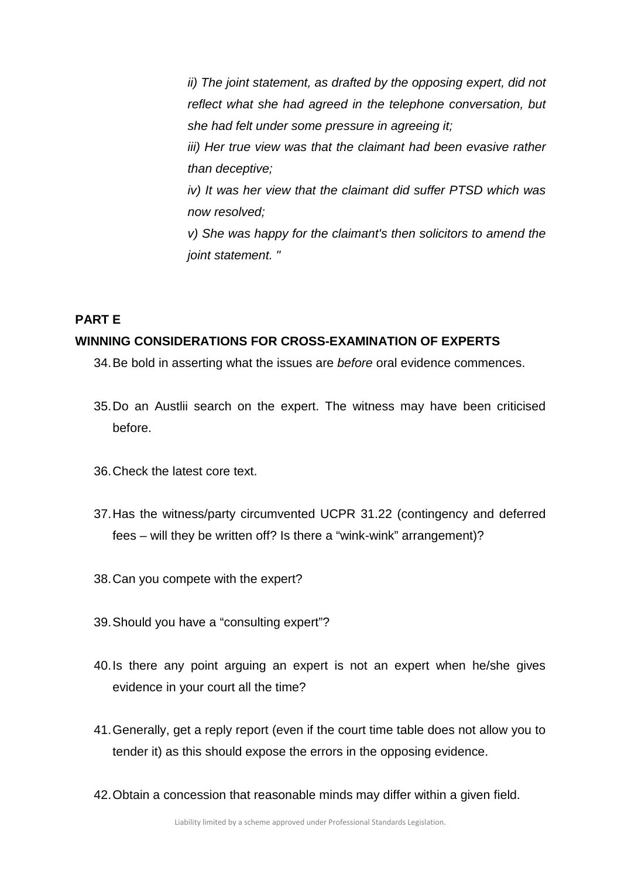> *ii) The joint statement, as drafted by the opposing expert, did not reflect what she had agreed in the telephone conversation, but she had felt under some pressure in agreeing it;*
>
> *iii) Her true view was that the claimant had been evasive rather than deceptive;*
>
> *iv) It was her view that the claimant did suffer PTSD which was now resolved;*
>
> *v) She was happy for the claimant's then solicitors to amend the joint statement. "*

**PART E**

**WINNING CONSIDERATIONS FOR CROSS-EXAMINATION OF EXPERTS**

34. Be bold in asserting what the issues are *before* oral evidence commences.

35. Do an Austlii search on the expert. The witness may have been criticised before.

36. Check the latest core text.

37. Has the witness/party circumvented UCPR 31.22 (contingency and deferred fees – will they be written off? Is there a "wink-wink" arrangement)?

38. Can you compete with the expert?

39. Should you have a "consulting expert"?

40. Is there any point arguing an expert is not an expert when he/she gives evidence in your court all the time?

41. Generally, get a reply report (even if the court time table does not allow you to tender it) as this should expose the errors in the opposing evidence.

42. Obtain a concession that reasonable minds may differ within a given field.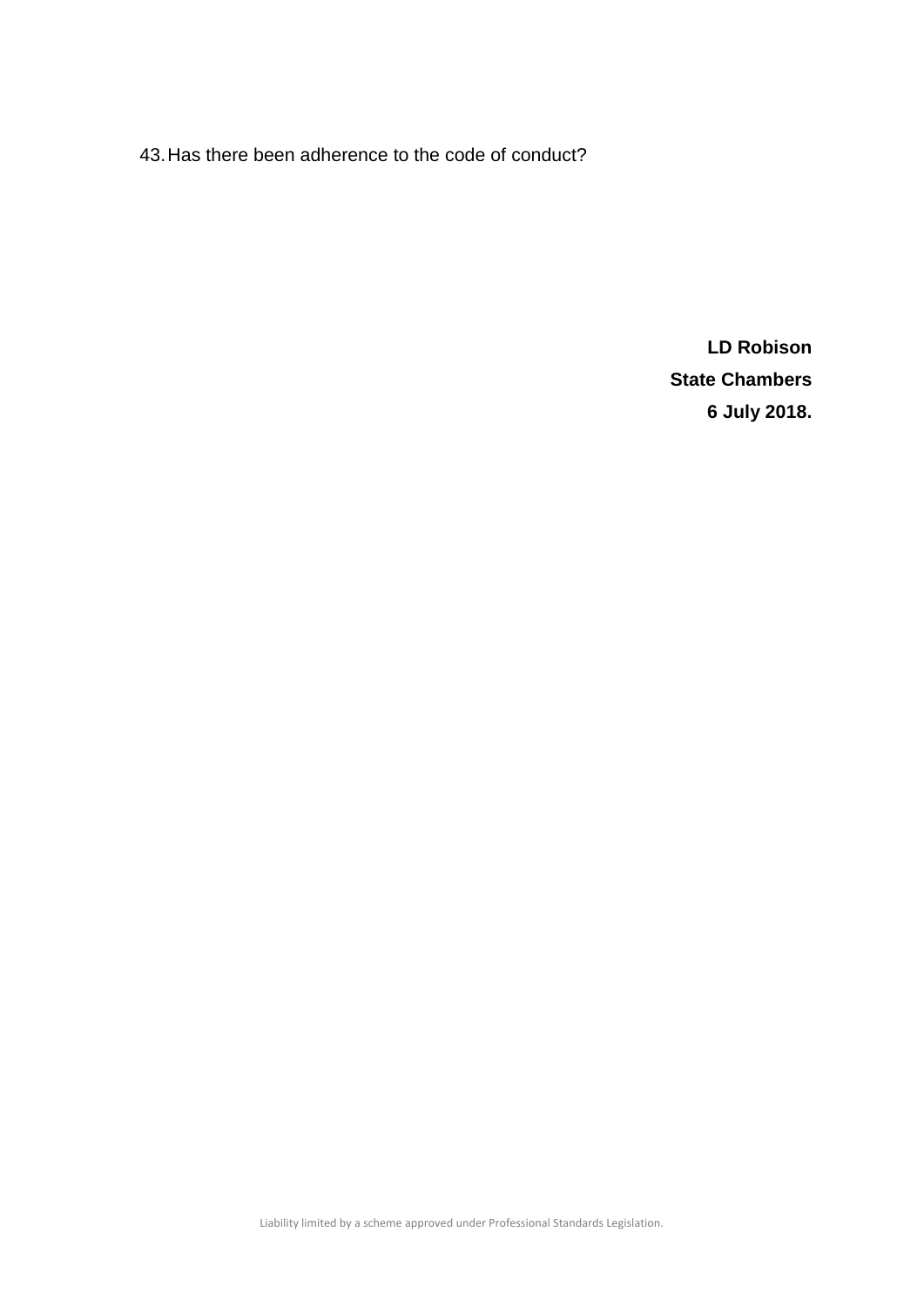43. Has there been adherence to the code of conduct?

**LD Robison**
**State Chambers**
**6 July 2018.**

Liability limited by a scheme approved under Professional Standards Legislation.